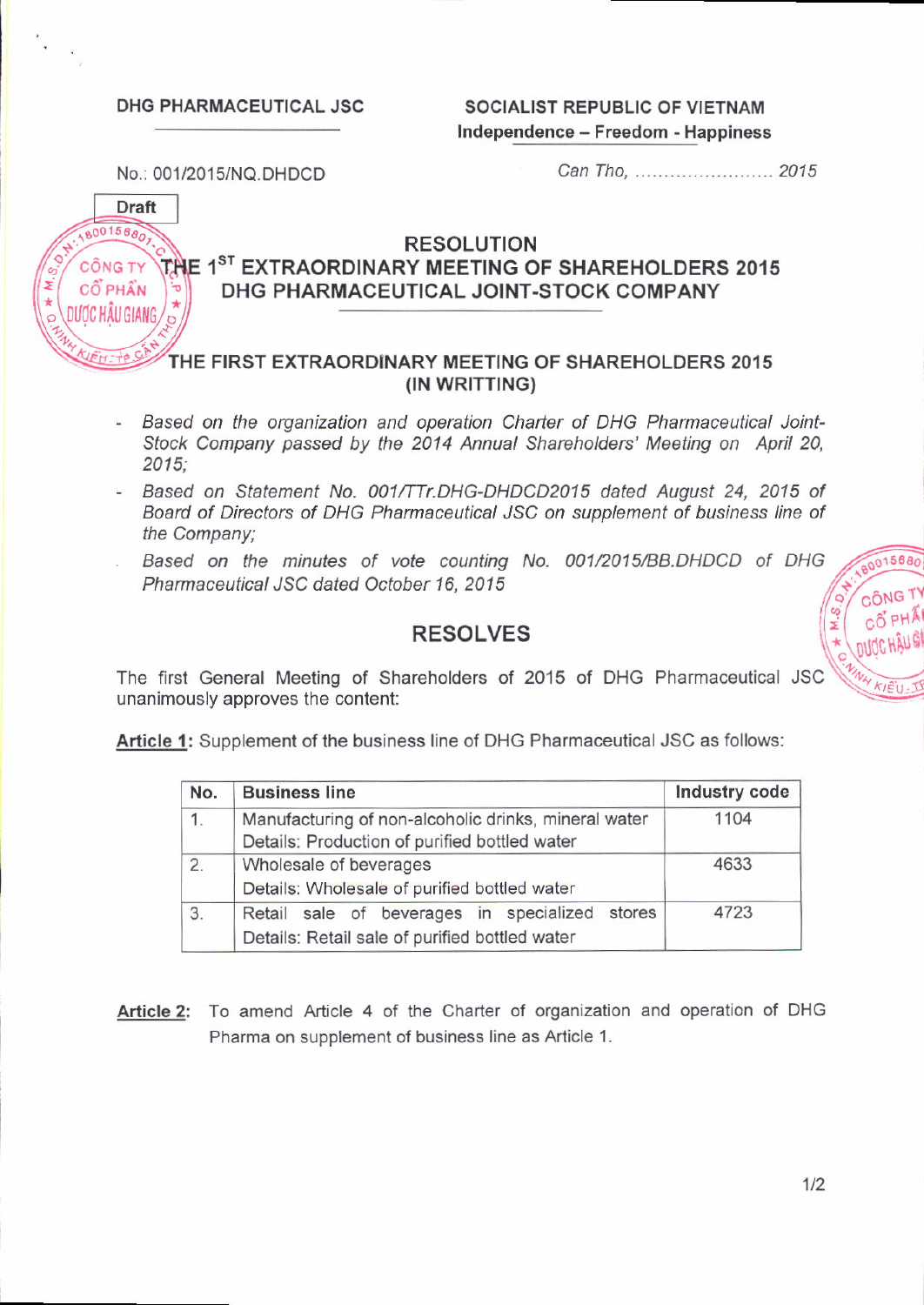**DHG PHARMACEUTICAL JSC**

**SOCIALIST REPUBLIC OF VIETNAM**
**Independence – Freedom - Happiness**

No.: 001/2015/NQ.DHDCD

*Can Tho, ........................ 2015*

Draft

# RESOLUTION
## THE 1ST EXTRAORDINARY MEETING OF SHAREHOLDERS 2015
## DHG PHARMACEUTICAL JOINT-STOCK COMPANY

### THE FIRST EXTRAORDINARY MEETING OF SHAREHOLDERS 2015
### (IN WRITTING)

- *Based on the organization and operation Charter of DHG Pharmaceutical Joint-Stock Company passed by the 2014 Annual Shareholders' Meeting on April 20, 2015;*
- *Based on Statement No. 001/TTr.DHG-DHDCD2015 dated August 24, 2015 of Board of Directors of DHG Pharmaceutical JSC on supplement of business line of the Company;*
- *Based on the minutes of vote counting No. 001/2015/BB.DHDCD of DHG Pharmaceutical JSC dated October 16, 2015*

## RESOLVES

The first General Meeting of Shareholders of 2015 of DHG Pharmaceutical JSC unanimously approves the content:

**Article 1:** Supplement of the business line of DHG Pharmaceutical JSC as follows:

| No. | Business line | Industry code |
|---|---|---|
| 1. | Manufacturing of non-alcoholic drinks, mineral water<br>Details: Production of purified bottled water | 1104 |
| 2. | Wholesale of beverages<br>Details: Wholesale of purified bottled water | 4633 |
| 3. | Retail sale of beverages in specialized stores<br>Details: Retail sale of purified bottled water | 4723 |

**Article 2:** To amend Article 4 of the Charter of organization and operation of DHG Pharma on supplement of business line as Article 1.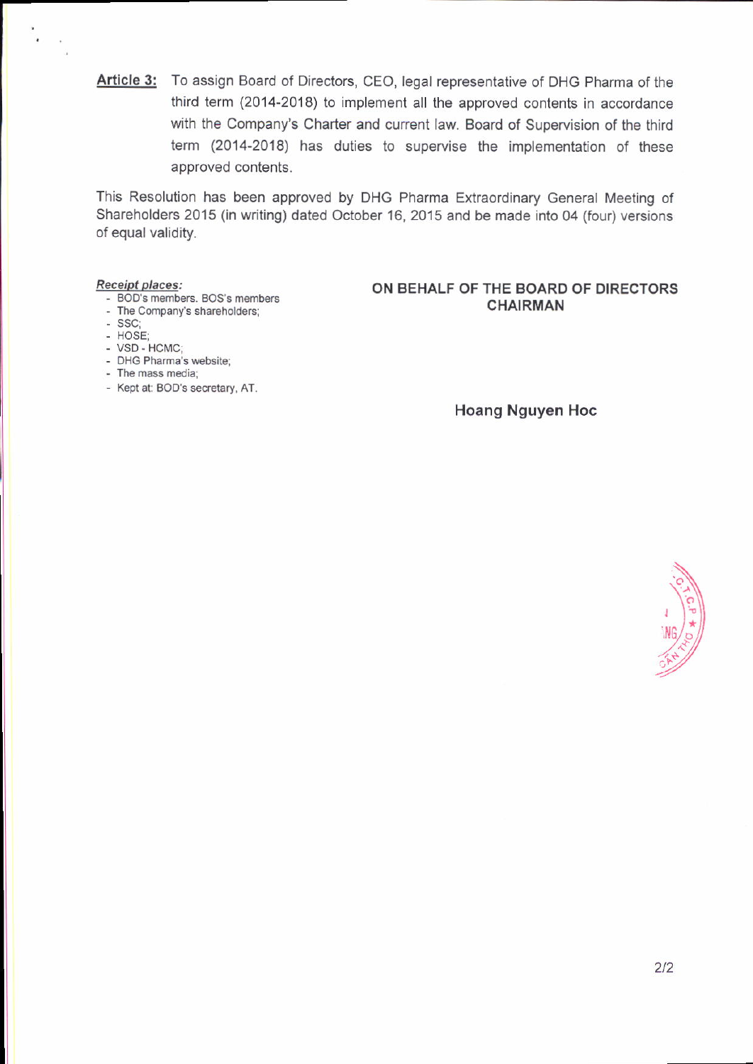**Article 3:** To assign Board of Directors, CEO, legal representative of DHG Pharma of the third term (2014-2018) to implement all the approved contents in accordance with the Company's Charter and current law. Board of Supervision of the third term (2014-2018) has duties to supervise the implementation of these approved contents.

This Resolution has been approved by DHG Pharma Extraordinary General Meeting of Shareholders 2015 (in writing) dated October 16, 2015 and be made into 04 (four) versions of equal validity.

***Receipt places:***

- BOD's members. BOS's members
- The Company's shareholders;
- SSC;
- HOSE;
- VSD - HCMC;
- DHG Pharma's website;
- The mass media;
- Kept at: BOD's secretary, AT.

**ON BEHALF OF THE BOARD OF DIRECTORS**
**CHAIRMAN**

**Hoang Nguyen Hoc**